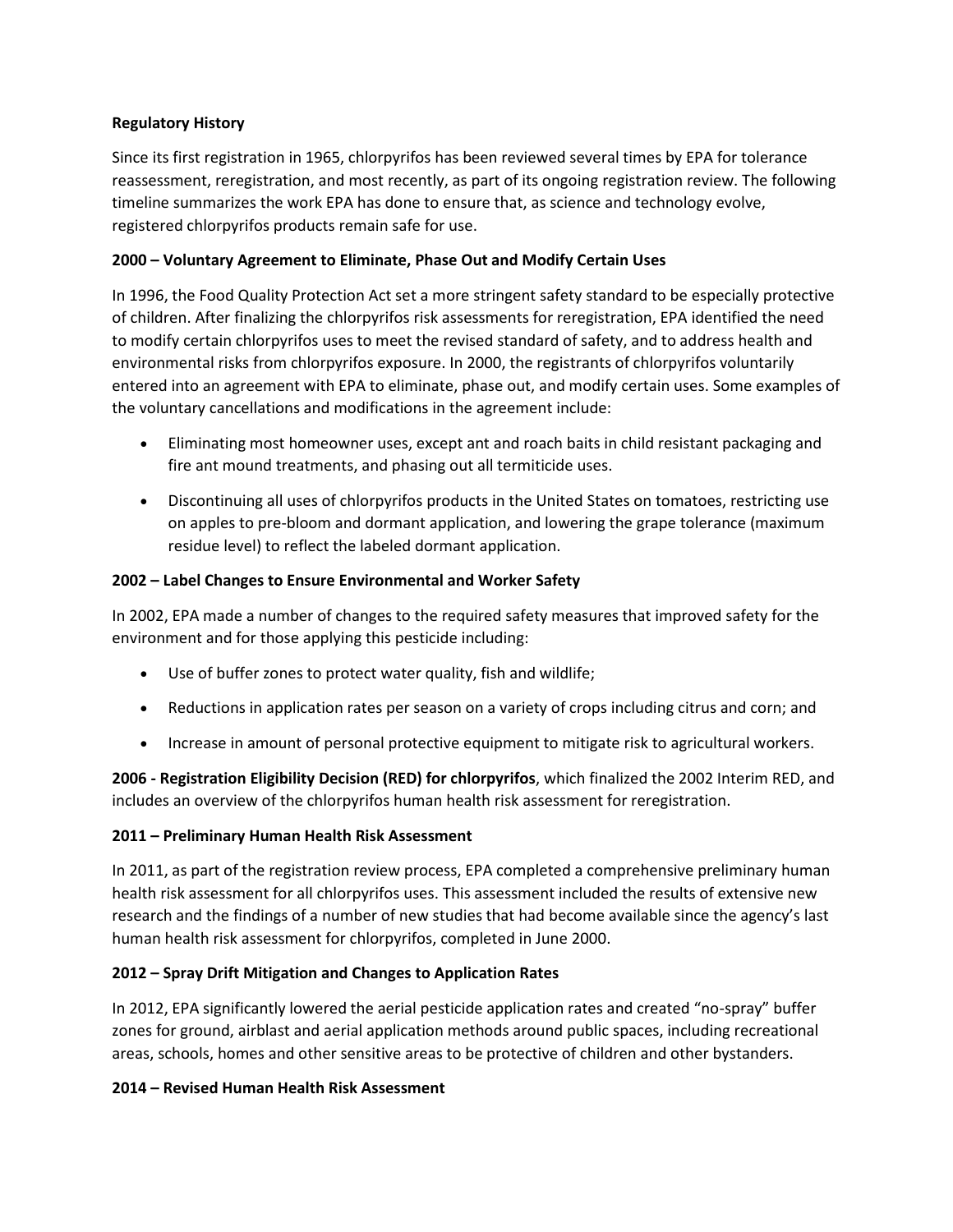**Regulatory History**

Since its first registration in 1965, chlorpyrifos has been reviewed several times by EPA for tolerance reassessment, reregistration, and most recently, as part of its ongoing registration review. The following timeline summarizes the work EPA has done to ensure that, as science and technology evolve, registered chlorpyrifos products remain safe for use.

**2000 – Voluntary Agreement to Eliminate, Phase Out and Modify Certain Uses**

In 1996, the Food Quality Protection Act set a more stringent safety standard to be especially protective of children. After finalizing the chlorpyrifos risk assessments for reregistration, EPA identified the need to modify certain chlorpyrifos uses to meet the revised standard of safety, and to address health and environmental risks from chlorpyrifos exposure. In 2000, the registrants of chlorpyrifos voluntarily entered into an agreement with EPA to eliminate, phase out, and modify certain uses. Some examples of the voluntary cancellations and modifications in the agreement include:

- Eliminating most homeowner uses, except ant and roach baits in child resistant packaging and fire ant mound treatments, and phasing out all termiticide uses.
- Discontinuing all uses of chlorpyrifos products in the United States on tomatoes, restricting use on apples to pre-bloom and dormant application, and lowering the grape tolerance (maximum residue level) to reflect the labeled dormant application.

**2002 – Label Changes to Ensure Environmental and Worker Safety**

In 2002, EPA made a number of changes to the required safety measures that improved safety for the environment and for those applying this pesticide including:

- Use of buffer zones to protect water quality, fish and wildlife;
- Reductions in application rates per season on a variety of crops including citrus and corn; and
- Increase in amount of personal protective equipment to mitigate risk to agricultural workers.

**2006 - Registration Eligibility Decision (RED) for chlorpyrifos**, which finalized the 2002 Interim RED, and includes an overview of the chlorpyrifos human health risk assessment for reregistration.

**2011 – Preliminary Human Health Risk Assessment**

In 2011, as part of the registration review process, EPA completed a comprehensive preliminary human health risk assessment for all chlorpyrifos uses. This assessment included the results of extensive new research and the findings of a number of new studies that had become available since the agency's last human health risk assessment for chlorpyrifos, completed in June 2000.

**2012 – Spray Drift Mitigation and Changes to Application Rates**

In 2012, EPA significantly lowered the aerial pesticide application rates and created "no-spray" buffer zones for ground, airblast and aerial application methods around public spaces, including recreational areas, schools, homes and other sensitive areas to be protective of children and other bystanders.

**2014 – Revised Human Health Risk Assessment**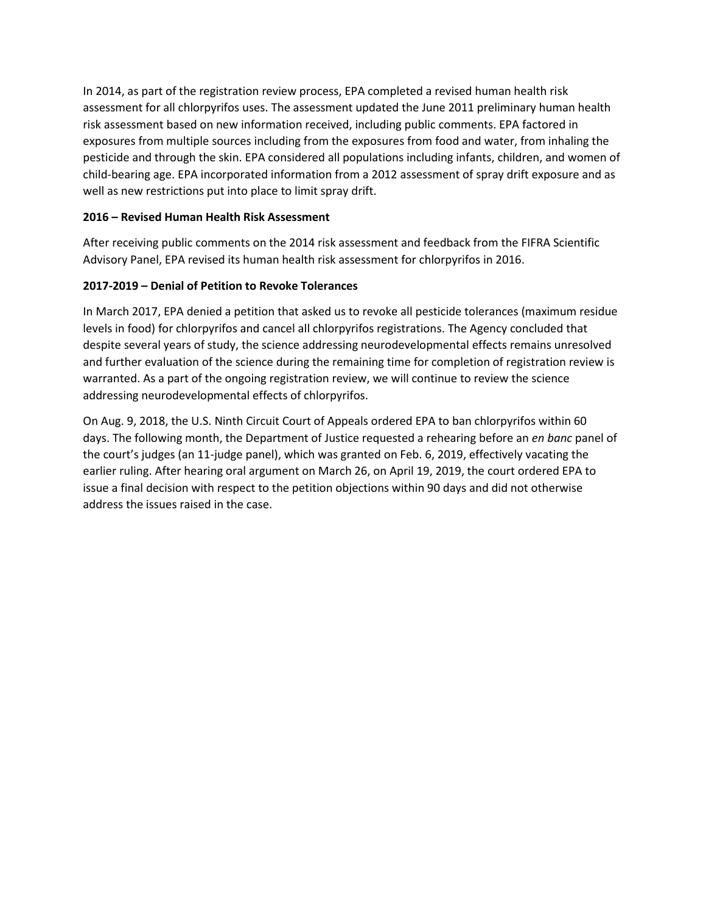In 2014, as part of the registration review process, EPA completed a revised human health risk assessment for all chlorpyrifos uses. The assessment updated the June 2011 preliminary human health risk assessment based on new information received, including public comments. EPA factored in exposures from multiple sources including from the exposures from food and water, from inhaling the pesticide and through the skin. EPA considered all populations including infants, children, and women of child-bearing age. EPA incorporated information from a 2012 assessment of spray drift exposure and as well as new restrictions put into place to limit spray drift.

**2016 – Revised Human Health Risk Assessment**

After receiving public comments on the 2014 risk assessment and feedback from the FIFRA Scientific Advisory Panel, EPA revised its human health risk assessment for chlorpyrifos in 2016.

**2017-2019 – Denial of Petition to Revoke Tolerances**

In March 2017, EPA denied a petition that asked us to revoke all pesticide tolerances (maximum residue levels in food) for chlorpyrifos and cancel all chlorpyrifos registrations. The Agency concluded that despite several years of study, the science addressing neurodevelopmental effects remains unresolved and further evaluation of the science during the remaining time for completion of registration review is warranted. As a part of the ongoing registration review, we will continue to review the science addressing neurodevelopmental effects of chlorpyrifos.

On Aug. 9, 2018, the U.S. Ninth Circuit Court of Appeals ordered EPA to ban chlorpyrifos within 60 days. The following month, the Department of Justice requested a rehearing before an *en banc* panel of the court's judges (an 11-judge panel), which was granted on Feb. 6, 2019, effectively vacating the earlier ruling. After hearing oral argument on March 26, on April 19, 2019, the court ordered EPA to issue a final decision with respect to the petition objections within 90 days and did not otherwise address the issues raised in the case.